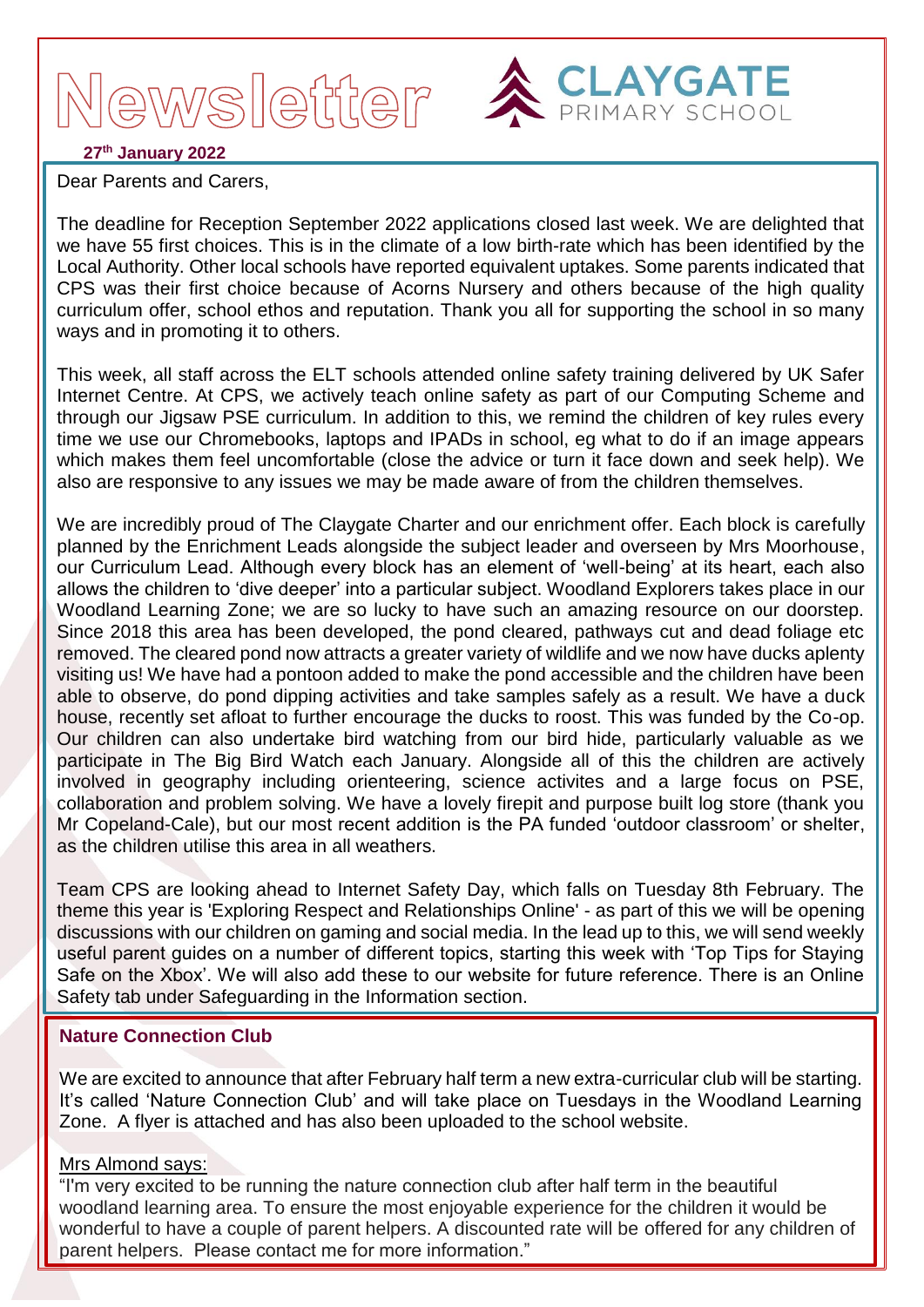# Newsletter

**CLAYGATE PRIMARY SCHOOL**

**27th January 2022**

Dear Parents and Carers,

The deadline for Reception September 2022 applications closed last week. We are delighted that we have 55 first choices. This is in the climate of a low birth-rate which has been identified by the Local Authority. Other local schools have reported equivalent uptakes. Some parents indicated that CPS was their first choice because of Acorns Nursery and others because of the high quality curriculum offer, school ethos and reputation. Thank you all for supporting the school in so many ways and in promoting it to others.

This week, all staff across the ELT schools attended online safety training delivered by UK Safer Internet Centre. At CPS, we actively teach online safety as part of our Computing Scheme and through our Jigsaw PSE curriculum. In addition to this, we remind the children of key rules every time we use our Chromebooks, laptops and IPADs in school, eg what to do if an image appears which makes them feel uncomfortable (close the advice or turn it face down and seek help). We also are responsive to any issues we may be made aware of from the children themselves.

We are incredibly proud of The Claygate Charter and our enrichment offer. Each block is carefully planned by the Enrichment Leads alongside the subject leader and overseen by Mrs Moorhouse, our Curriculum Lead. Although every block has an element of 'well-being' at its heart, each also allows the children to 'dive deeper' into a particular subject. Woodland Explorers takes place in our Woodland Learning Zone; we are so lucky to have such an amazing resource on our doorstep. Since 2018 this area has been developed, the pond cleared, pathways cut and dead foliage etc removed. The cleared pond now attracts a greater variety of wildlife and we now have ducks aplenty visiting us! We have had a pontoon added to make the pond accessible and the children have been able to observe, do pond dipping activities and take samples safely as a result. We have a duck house, recently set afloat to further encourage the ducks to roost. This was funded by the Co-op. Our children can also undertake bird watching from our bird hide, particularly valuable as we participate in The Big Bird Watch each January. Alongside all of this the children are actively involved in geography including orienteering, science activites and a large focus on PSE, collaboration and problem solving. We have a lovely firepit and purpose built log store (thank you Mr Copeland-Cale), but our most recent addition is the PA funded 'outdoor classroom' or shelter, as the children utilise this area in all weathers.

Team CPS are looking ahead to Internet Safety Day, which falls on Tuesday 8th February. The theme this year is 'Exploring Respect and Relationships Online' - as part of this we will be opening discussions with our children on gaming and social media. In the lead up to this, we will send weekly useful parent guides on a number of different topics, starting this week with 'Top Tips for Staying Safe on the Xbox'. We will also add these to our website for future reference. There is an Online Safety tab under Safeguarding in the Information section.

## Nature Connection Club

We are excited to announce that after February half term a new extra-curricular club will be starting. It's called 'Nature Connection Club' and will take place on Tuesdays in the Woodland Learning Zone. A flyer is attached and has also been uploaded to the school website.

Mrs Almond says:

"I'm very excited to be running the nature connection club after half term in the beautiful woodland learning area. To ensure the most enjoyable experience for the children it would be wonderful to have a couple of parent helpers. A discounted rate will be offered for any children of parent helpers. Please contact me for more information."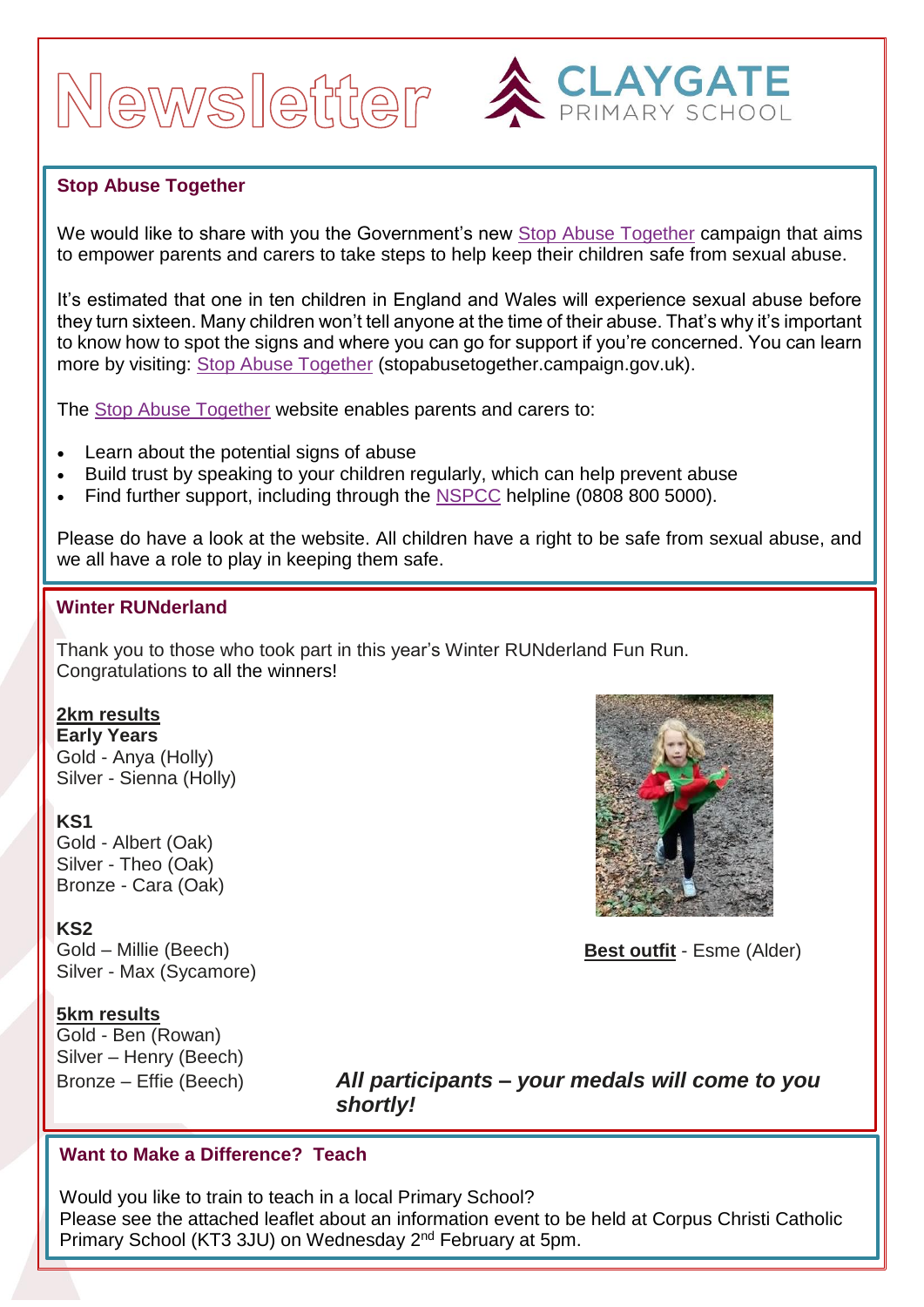# Newsletter

**CLAYGATE PRIMARY SCHOOL**

## Stop Abuse Together

We would like to share with you the Government's new Stop Abuse Together campaign that aims to empower parents and carers to take steps to help keep their children safe from sexual abuse.

It's estimated that one in ten children in England and Wales will experience sexual abuse before they turn sixteen. Many children won't tell anyone at the time of their abuse. That's why it's important to know how to spot the signs and where you can go for support if you're concerned. You can learn more by visiting: Stop Abuse Together (stopabusetogether.campaign.gov.uk).

The Stop Abuse Together website enables parents and carers to:

- Learn about the potential signs of abuse
- Build trust by speaking to your children regularly, which can help prevent abuse
- Find further support, including through the NSPCC helpline (0808 800 5000).

Please do have a look at the website. All children have a right to be safe from sexual abuse, and we all have a role to play in keeping them safe.

## Winter RUNderland

Thank you to those who took part in this year's Winter RUNderland Fun Run.
Congratulations to all the winners!

**2km results**

**Early Years**
Gold - Anya (Holly)
Silver - Sienna (Holly)

**KS1**
Gold - Albert (Oak)
Silver - Theo (Oak)
Bronze - Cara (Oak)

**KS2**
Gold – Millie (Beech)
Silver - Max (Sycamore)

**5km results**
Gold - Ben (Rowan)
Silver – Henry (Beech)
Bronze – Effie (Beech)

**Best outfit** - Esme (Alder)

***All participants – your medals will come to you shortly!***

## Want to Make a Difference? Teach

Would you like to train to teach in a local Primary School?
Please see the attached leaflet about an information event to be held at Corpus Christi Catholic Primary School (KT3 3JU) on Wednesday 2nd February at 5pm.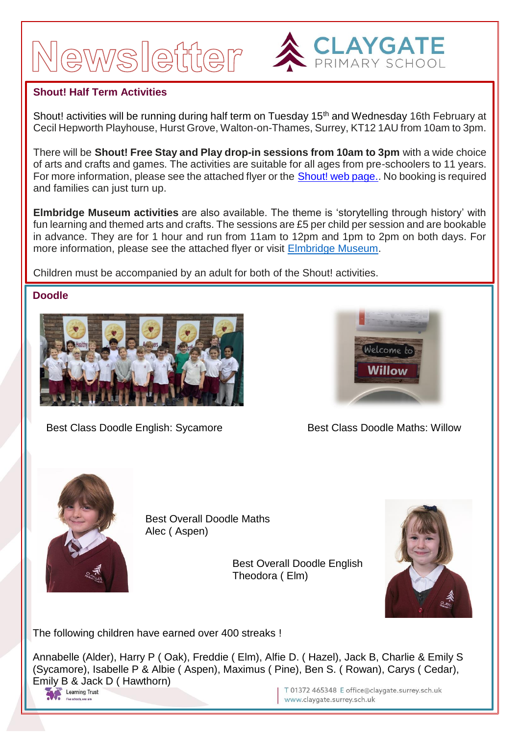# Newsletter

CLAYGATE PRIMARY SCHOOL

## Shout! Half Term Activities

Shout! activities will be running during half term on Tuesday 15th and Wednesday 16th February at Cecil Hepworth Playhouse, Hurst Grove, Walton-on-Thames, Surrey, KT12 1AU from 10am to 3pm.

There will be **Shout! Free Stay and Play drop-in sessions from 10am to 3pm** with a wide choice of arts and crafts and games. The activities are suitable for all ages from pre-schoolers to 11 years. For more information, please see the attached flyer or the Shout! web page.. No booking is required and families can just turn up.

**Elmbridge Museum activities** are also available. The theme is 'storytelling through history' with fun learning and themed arts and crafts. The sessions are £5 per child per session and are bookable in advance. They are for 1 hour and run from 11am to 12pm and 1pm to 2pm on both days. For more information, please see the attached flyer or visit Elmbridge Museum.

Children must be accompanied by an adult for both of the Shout! activities.

## Doodle

Best Class Doodle English: Sycamore

Best Class Doodle Maths: Willow

Best Overall Doodle Maths
Alec ( Aspen)

Best Overall Doodle English
Theodora ( Elm)

The following children have earned over 400 streaks !

Annabelle (Alder), Harry P ( Oak), Freddie ( Elm), Alfie D. ( Hazel), Jack B, Charlie & Emily S (Sycamore), Isabelle P & Albie ( Aspen), Maximus ( Pine), Ben S. ( Rowan), Carys ( Cedar), Emily B & Jack D ( Hawthorn)

T 01372 465348 E office@claygate.surrey.sch.uk
www.claygate.surrey.sch.uk